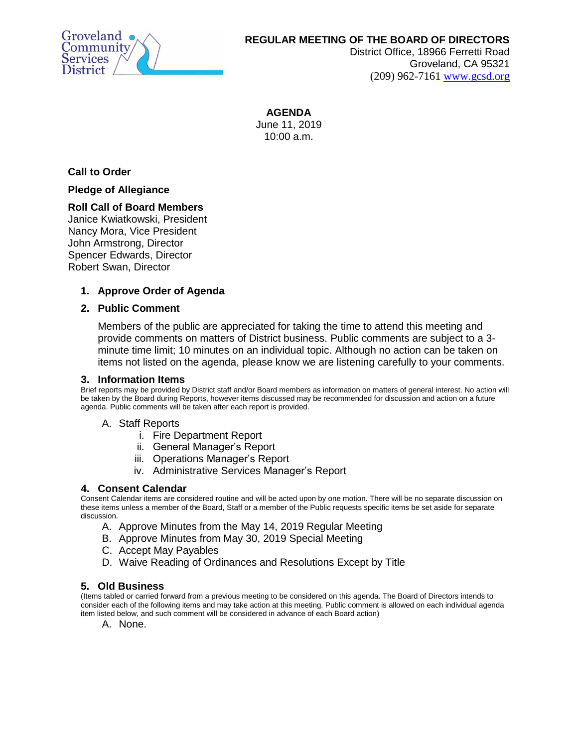Groveland Community Services District

**REGULAR MEETING OF THE BOARD OF DIRECTORS**

District Office, 18966 Ferretti Road
Groveland, CA 95321
(209) 962-7161 www.gcsd.org

**AGENDA**
June 11, 2019
10:00 a.m.

**Call to Order**

**Pledge of Allegiance**

**Roll Call of Board Members**
Janice Kwiatkowski, President
Nancy Mora, Vice President
John Armstrong, Director
Spencer Edwards, Director
Robert Swan, Director

1. **Approve Order of Agenda**

2. **Public Comment**

   Members of the public are appreciated for taking the time to attend this meeting and provide comments on matters of District business. Public comments are subject to a 3-minute time limit; 10 minutes on an individual topic. Although no action can be taken on items not listed on the agenda, please know we are listening carefully to your comments.

3. **Information Items**

   Brief reports may be provided by District staff and/or Board members as information on matters of general interest. No action will be taken by the Board during Reports, however items discussed may be recommended for discussion and action on a future agenda. Public comments will be taken after each report is provided.

   A. Staff Reports
      i. Fire Department Report
      ii. General Manager's Report
      iii. Operations Manager's Report
      iv. Administrative Services Manager's Report

4. **Consent Calendar**

   Consent Calendar items are considered routine and will be acted upon by one motion. There will be no separate discussion on these items unless a member of the Board, Staff or a member of the Public requests specific items be set aside for separate discussion.

   A. Approve Minutes from the May 14, 2019 Regular Meeting
   B. Approve Minutes from May 30, 2019 Special Meeting
   C. Accept May Payables
   D. Waive Reading of Ordinances and Resolutions Except by Title

5. **Old Business**

   (Items tabled or carried forward from a previous meeting to be considered on this agenda. The Board of Directors intends to consider each of the following items and may take action at this meeting. Public comment is allowed on each individual agenda item listed below, and such comment will be considered in advance of each Board action)

   A. None.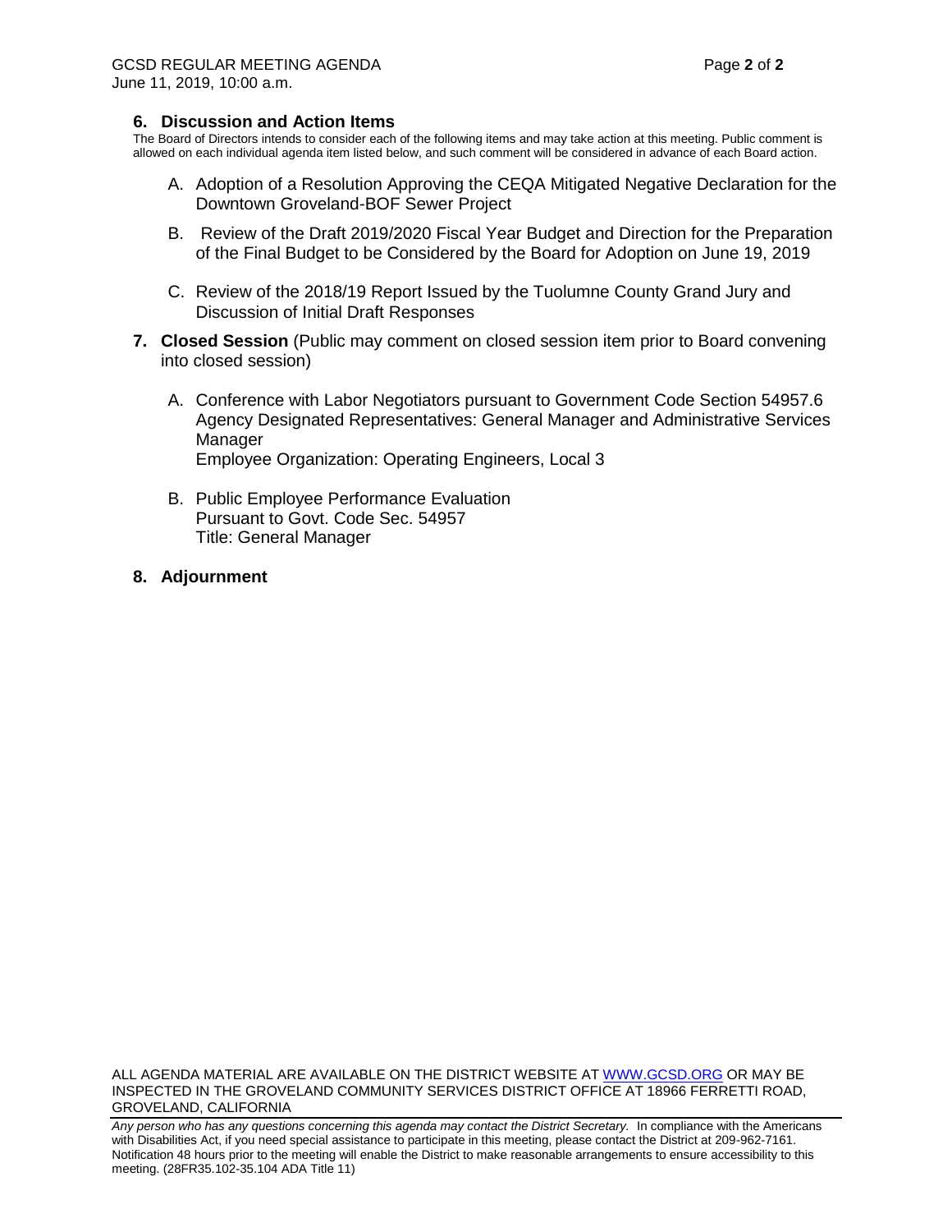## 6. Discussion and Action Items

The Board of Directors intends to consider each of the following items and may take action at this meeting. Public comment is allowed on each individual agenda item listed below, and such comment will be considered in advance of each Board action.

A. Adoption of a Resolution Approving the CEQA Mitigated Negative Declaration for the Downtown Groveland-BOF Sewer Project

B. Review of the Draft 2019/2020 Fiscal Year Budget and Direction for the Preparation of the Final Budget to be Considered by the Board for Adoption on June 19, 2019

C. Review of the 2018/19 Report Issued by the Tuolumne County Grand Jury and Discussion of Initial Draft Responses

## 7. Closed Session (Public may comment on closed session item prior to Board convening into closed session)

A. Conference with Labor Negotiators pursuant to Government Code Section 54957.6
Agency Designated Representatives: General Manager and Administrative Services Manager
Employee Organization: Operating Engineers, Local 3

B. Public Employee Performance Evaluation
Pursuant to Govt. Code Sec. 54957
Title: General Manager

## 8. Adjournment

ALL AGENDA MATERIAL ARE AVAILABLE ON THE DISTRICT WEBSITE AT WWW.GCSD.ORG OR MAY BE INSPECTED IN THE GROVELAND COMMUNITY SERVICES DISTRICT OFFICE AT 18966 FERRETTI ROAD, GROVELAND, CALIFORNIA

*Any person who has any questions concerning this agenda may contact the District Secretary.* In compliance with the Americans with Disabilities Act, if you need special assistance to participate in this meeting, please contact the District at 209-962-7161. Notification 48 hours prior to the meeting will enable the District to make reasonable arrangements to ensure accessibility to this meeting. (28FR35.102-35.104 ADA Title 11)